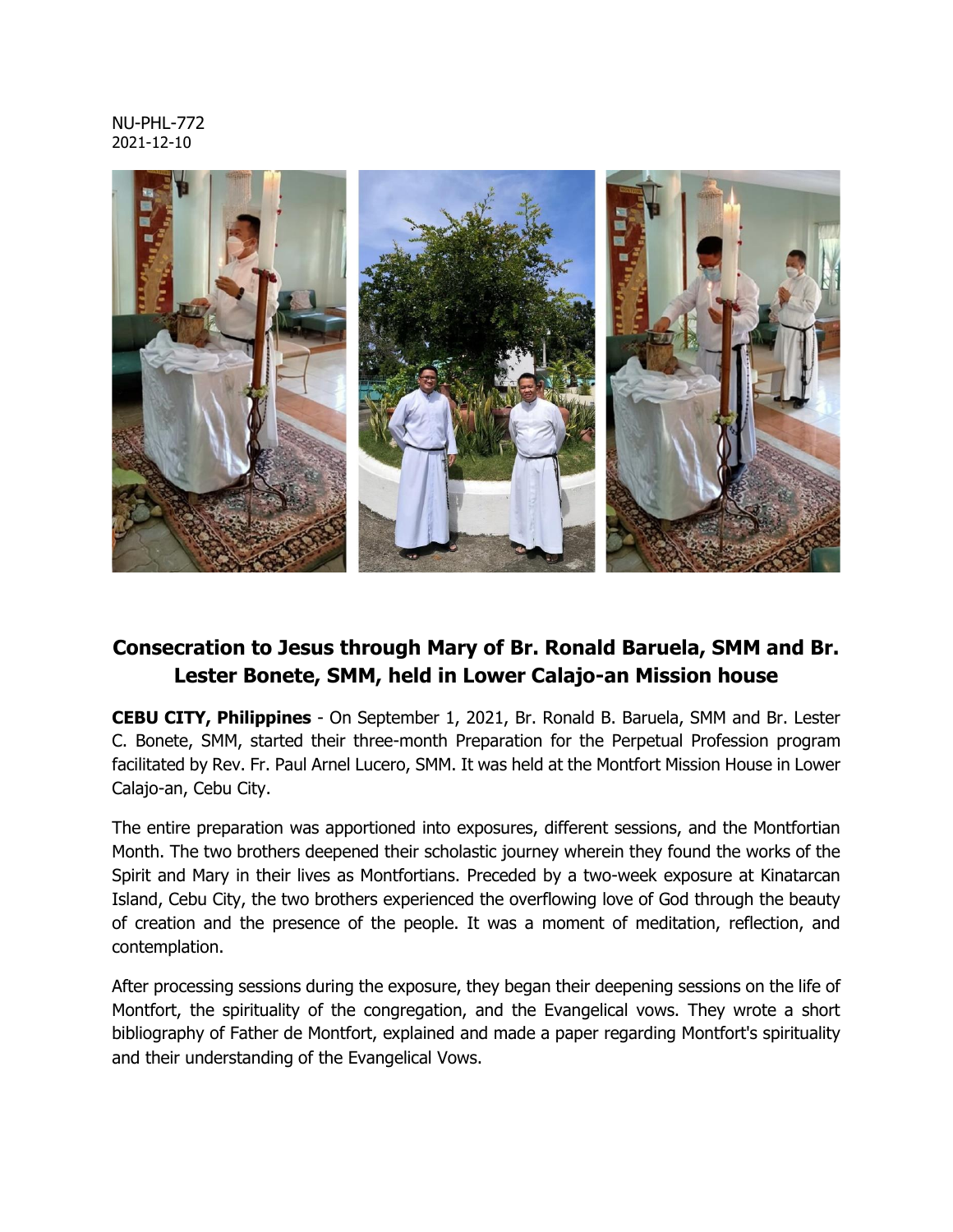NU-PHL-772
2021-12-10

## Consecration to Jesus through Mary of Br. Ronald Baruela, SMM and Br. Lester Bonete, SMM, held in Lower Calajo-an Mission house

**CEBU CITY, Philippines** - On September 1, 2021, Br. Ronald B. Baruela, SMM and Br. Lester C. Bonete, SMM, started their three-month Preparation for the Perpetual Profession program facilitated by Rev. Fr. Paul Arnel Lucero, SMM. It was held at the Montfort Mission House in Lower Calajo-an, Cebu City.

The entire preparation was apportioned into exposures, different sessions, and the Montfortian Month. The two brothers deepened their scholastic journey wherein they found the works of the Spirit and Mary in their lives as Montfortians. Preceded by a two-week exposure at Kinatarcan Island, Cebu City, the two brothers experienced the overflowing love of God through the beauty of creation and the presence of the people. It was a moment of meditation, reflection, and contemplation.

After processing sessions during the exposure, they began their deepening sessions on the life of Montfort, the spirituality of the congregation, and the Evangelical vows. They wrote a short bibliography of Father de Montfort, explained and made a paper regarding Montfort's spirituality and their understanding of the Evangelical Vows.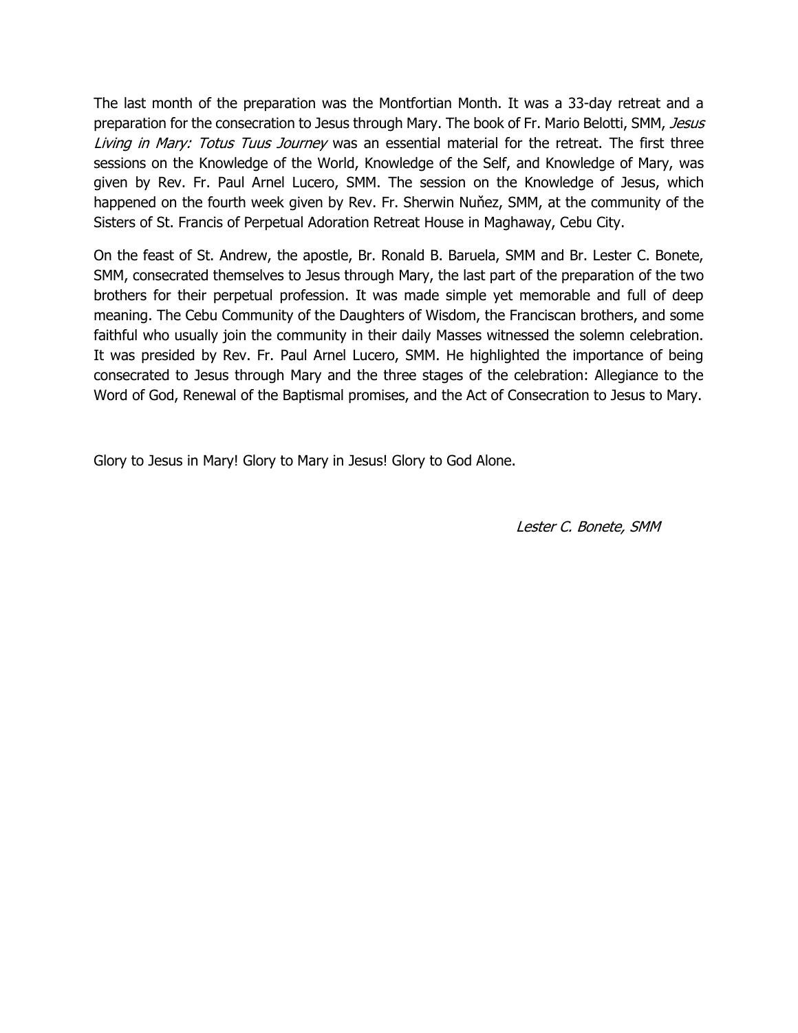The last month of the preparation was the Montfortian Month. It was a 33-day retreat and a preparation for the consecration to Jesus through Mary. The book of Fr. Mario Belotti, SMM, *Jesus Living in Mary: Totus Tuus Journey* was an essential material for the retreat. The first three sessions on the Knowledge of the World, Knowledge of the Self, and Knowledge of Mary, was given by Rev. Fr. Paul Arnel Lucero, SMM. The session on the Knowledge of Jesus, which happened on the fourth week given by Rev. Fr. Sherwin Nuňez, SMM, at the community of the Sisters of St. Francis of Perpetual Adoration Retreat House in Maghaway, Cebu City.

On the feast of St. Andrew, the apostle, Br. Ronald B. Baruela, SMM and Br. Lester C. Bonete, SMM, consecrated themselves to Jesus through Mary, the last part of the preparation of the two brothers for their perpetual profession. It was made simple yet memorable and full of deep meaning. The Cebu Community of the Daughters of Wisdom, the Franciscan brothers, and some faithful who usually join the community in their daily Masses witnessed the solemn celebration. It was presided by Rev. Fr. Paul Arnel Lucero, SMM. He highlighted the importance of being consecrated to Jesus through Mary and the three stages of the celebration: Allegiance to the Word of God, Renewal of the Baptismal promises, and the Act of Consecration to Jesus to Mary.

Glory to Jesus in Mary! Glory to Mary in Jesus! Glory to God Alone.

*Lester C. Bonete, SMM*